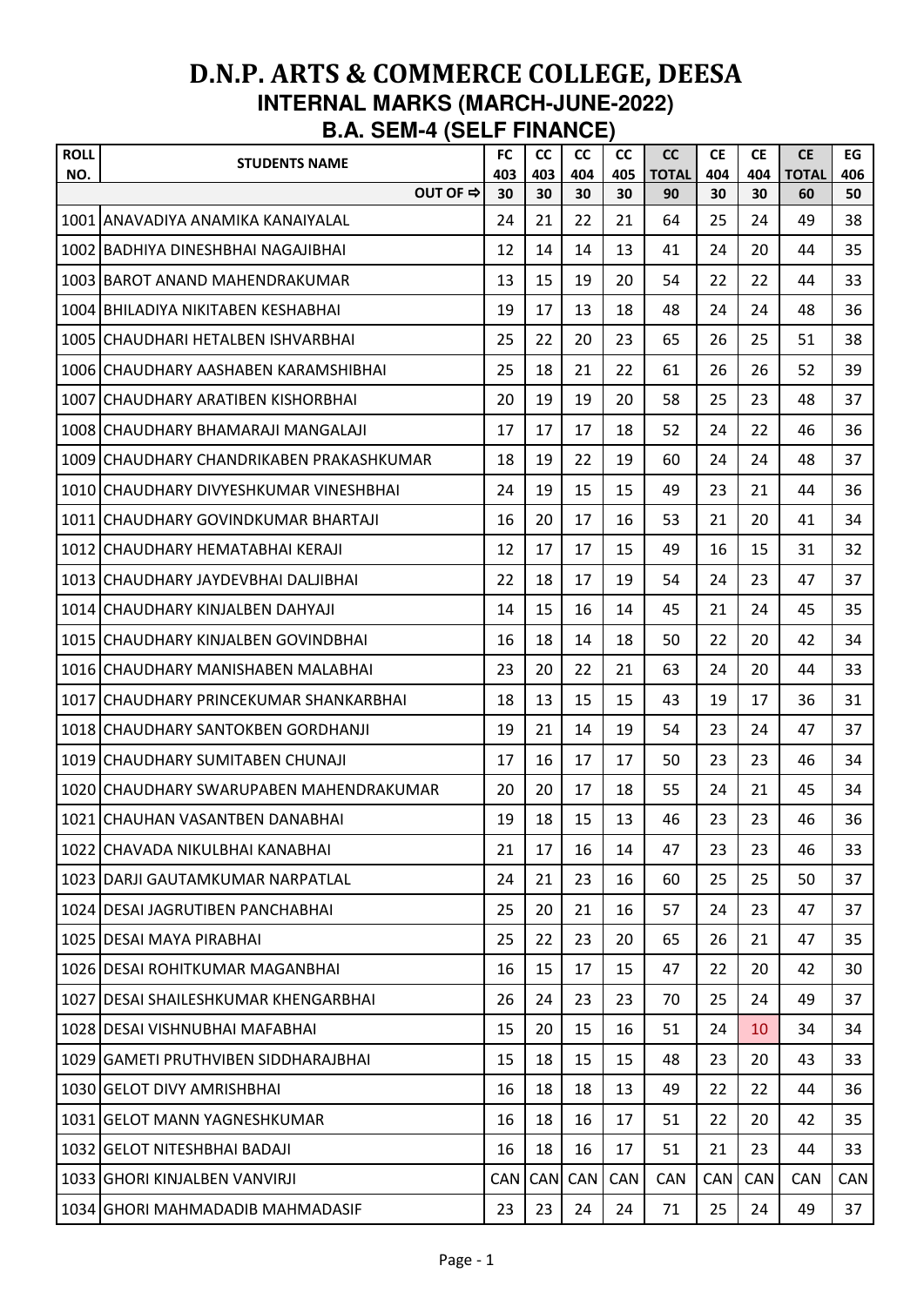# D.N.P. ARTS & COMMERCE COLLEGE, DEESA

## INTERNAL MARKS (MARCH-JUNE-2022)

## B.A. SEM-4 (SELF FINANCE)

| ROLL NO. | STUDENTS NAME | FC 403 | CC 403 | CC 404 | CC 405 | CC TOTAL | CE 404 | CE 404 | CE TOTAL | EG 406 |
|---|---|---|---|---|---|---|---|---|---|---|
| | OUT OF ⇨ | 30 | 30 | 30 | 30 | 90 | 30 | 30 | 60 | 50 |
| 1001 | ANAVADIYA ANAMIKA KANAIYALAL | 24 | 21 | 22 | 21 | 64 | 25 | 24 | 49 | 38 |
| 1002 | BADHIYA DINESHBHAI NAGAJIBHAI | 12 | 14 | 14 | 13 | 41 | 24 | 20 | 44 | 35 |
| 1003 | BAROT ANAND MAHENDRAKUMAR | 13 | 15 | 19 | 20 | 54 | 22 | 22 | 44 | 33 |
| 1004 | BHILADIYA NIKITABEN KESHABHAI | 19 | 17 | 13 | 18 | 48 | 24 | 24 | 48 | 36 |
| 1005 | CHAUDHARI HETALBEN ISHVARBHAI | 25 | 22 | 20 | 23 | 65 | 26 | 25 | 51 | 38 |
| 1006 | CHAUDHARY AASHABEN KARAMSHIBHAI | 25 | 18 | 21 | 22 | 61 | 26 | 26 | 52 | 39 |
| 1007 | CHAUDHARY ARATIBEN KISHORBHAI | 20 | 19 | 19 | 20 | 58 | 25 | 23 | 48 | 37 |
| 1008 | CHAUDHARY BHAMARAJI MANGALAJI | 17 | 17 | 17 | 18 | 52 | 24 | 22 | 46 | 36 |
| 1009 | CHAUDHARY CHANDRIKABEN PRAKASHKUMAR | 18 | 19 | 22 | 19 | 60 | 24 | 24 | 48 | 37 |
| 1010 | CHAUDHARY DIVYESHKUMAR VINESHBHAI | 24 | 19 | 15 | 15 | 49 | 23 | 21 | 44 | 36 |
| 1011 | CHAUDHARY GOVINDKUMAR BHARTAJI | 16 | 20 | 17 | 16 | 53 | 21 | 20 | 41 | 34 |
| 1012 | CHAUDHARY HEMATABHAI KERAJI | 12 | 17 | 17 | 15 | 49 | 16 | 15 | 31 | 32 |
| 1013 | CHAUDHARY JAYDEVBHAI DALJIBHAI | 22 | 18 | 17 | 19 | 54 | 24 | 23 | 47 | 37 |
| 1014 | CHAUDHARY KINJALBEN DAHYAJI | 14 | 15 | 16 | 14 | 45 | 21 | 24 | 45 | 35 |
| 1015 | CHAUDHARY KINJALBEN GOVINDBHAI | 16 | 18 | 14 | 18 | 50 | 22 | 20 | 42 | 34 |
| 1016 | CHAUDHARY MANISHABEN MALABHAI | 23 | 20 | 22 | 21 | 63 | 24 | 20 | 44 | 33 |
| 1017 | CHAUDHARY PRINCEKUMAR SHANKARBHAI | 18 | 13 | 15 | 15 | 43 | 19 | 17 | 36 | 31 |
| 1018 | CHAUDHARY SANTOKBEN GORDHANJI | 19 | 21 | 14 | 19 | 54 | 23 | 24 | 47 | 37 |
| 1019 | CHAUDHARY SUMITABEN CHUNAJI | 17 | 16 | 17 | 17 | 50 | 23 | 23 | 46 | 34 |
| 1020 | CHAUDHARY SWARUPABEN MAHENDRAKUMAR | 20 | 20 | 17 | 18 | 55 | 24 | 21 | 45 | 34 |
| 1021 | CHAUHAN VASANTBEN DANABHAI | 19 | 18 | 15 | 13 | 46 | 23 | 23 | 46 | 36 |
| 1022 | CHAVADA NIKULBHAI KANABHAI | 21 | 17 | 16 | 14 | 47 | 23 | 23 | 46 | 33 |
| 1023 | DARJI GAUTAMKUMAR NARPATLAL | 24 | 21 | 23 | 16 | 60 | 25 | 25 | 50 | 37 |
| 1024 | DESAI JAGRUTIBEN PANCHABHAI | 25 | 20 | 21 | 16 | 57 | 24 | 23 | 47 | 37 |
| 1025 | DESAI MAYA PIRABHAI | 25 | 22 | 23 | 20 | 65 | 26 | 21 | 47 | 35 |
| 1026 | DESAI ROHITKUMAR MAGANBHAI | 16 | 15 | 17 | 15 | 47 | 22 | 20 | 42 | 30 |
| 1027 | DESAI SHAILESHKUMAR KHENGARBHAI | 26 | 24 | 23 | 23 | 70 | 25 | 24 | 49 | 37 |
| 1028 | DESAI VISHNUBHAI MAFABHAI | 15 | 20 | 15 | 16 | 51 | 24 | 10 | 34 | 34 |
| 1029 | GAMETI PRUTHVIBEN SIDDHARAJBHAI | 15 | 18 | 15 | 15 | 48 | 23 | 20 | 43 | 33 |
| 1030 | GELOT DIVY AMRISHBHAI | 16 | 18 | 18 | 13 | 49 | 22 | 22 | 44 | 36 |
| 1031 | GELOT MANN YAGNESHKUMAR | 16 | 18 | 16 | 17 | 51 | 22 | 20 | 42 | 35 |
| 1032 | GELOT NITESHBHAI BADAJI | 16 | 18 | 16 | 17 | 51 | 21 | 23 | 44 | 33 |
| 1033 | GHORI KINJALBEN VANVIRJI | CAN | CAN | CAN | CAN | CAN | CAN | CAN | CAN | CAN |
| 1034 | GHORI MAHMADADIB MAHMADASIF | 23 | 23 | 24 | 24 | 71 | 25 | 24 | 49 | 37 |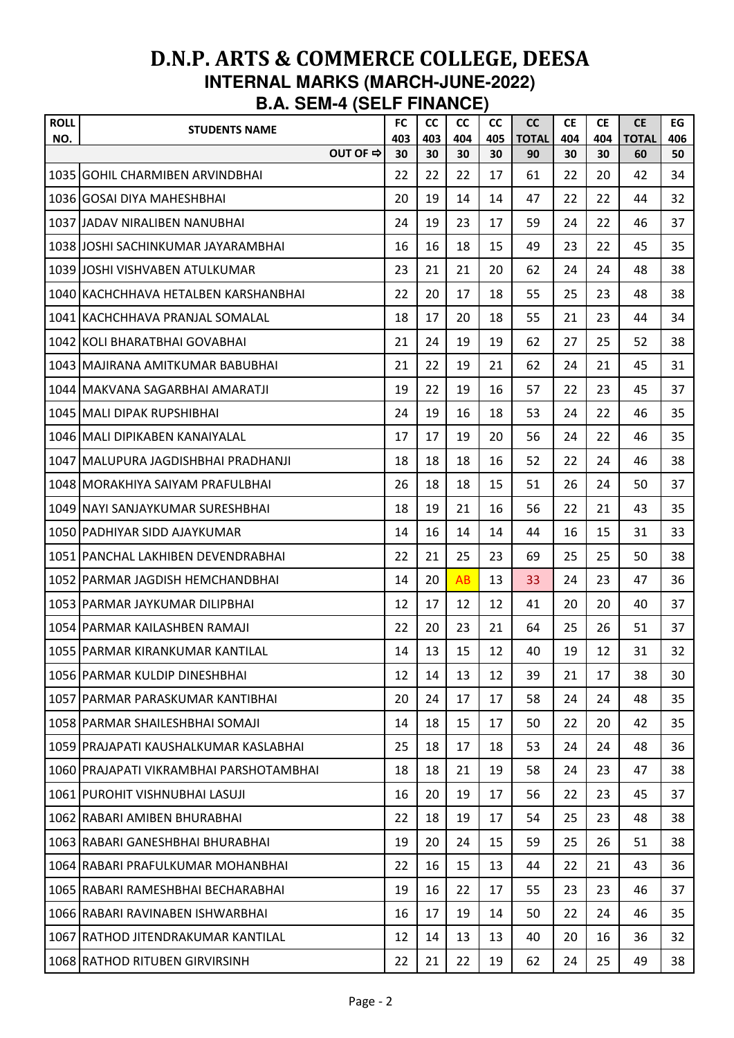# D.N.P. ARTS & COMMERCE COLLEGE, DEESA

## INTERNAL MARKS (MARCH-JUNE-2022)

## B.A. SEM-4 (SELF FINANCE)

| ROLL NO. | STUDENTS NAME | FC 403 | CC 403 | CC 404 | CC 405 | CC TOTAL | CE 404 | CE 404 | CE TOTAL | EG 406 |
|---|---|---|---|---|---|---|---|---|---|---|
| | OUT OF ⇨ | 30 | 30 | 30 | 30 | 90 | 30 | 30 | 60 | 50 |
| 1035 | GOHIL CHARMIBEN ARVINDBHAI | 22 | 22 | 22 | 17 | 61 | 22 | 20 | 42 | 34 |
| 1036 | GOSAI DIYA MAHESHBHAI | 20 | 19 | 14 | 14 | 47 | 22 | 22 | 44 | 32 |
| 1037 | JADAV NIRALIBEN NANUBHAI | 24 | 19 | 23 | 17 | 59 | 24 | 22 | 46 | 37 |
| 1038 | JOSHI SACHINKUMAR JAYARAMBHAI | 16 | 16 | 18 | 15 | 49 | 23 | 22 | 45 | 35 |
| 1039 | JOSHI VISHVABEN ATULKUMAR | 23 | 21 | 21 | 20 | 62 | 24 | 24 | 48 | 38 |
| 1040 | KACHCHHAVA HETALBEN KARSHANBHAI | 22 | 20 | 17 | 18 | 55 | 25 | 23 | 48 | 38 |
| 1041 | KACHCHHAVA PRANJAL SOMALAL | 18 | 17 | 20 | 18 | 55 | 21 | 23 | 44 | 34 |
| 1042 | KOLI BHARATBHAI GOVABHAI | 21 | 24 | 19 | 19 | 62 | 27 | 25 | 52 | 38 |
| 1043 | MAJIRANA AMITKUMAR BABUBHAI | 21 | 22 | 19 | 21 | 62 | 24 | 21 | 45 | 31 |
| 1044 | MAKVANA SAGARBHAI AMARATJI | 19 | 22 | 19 | 16 | 57 | 22 | 23 | 45 | 37 |
| 1045 | MALI DIPAK RUPSHIBHAI | 24 | 19 | 16 | 18 | 53 | 24 | 22 | 46 | 35 |
| 1046 | MALI DIPIKABEN KANAIYALAL | 17 | 17 | 19 | 20 | 56 | 24 | 22 | 46 | 35 |
| 1047 | MALUPURA JAGDISHBHAI PRADHANJI | 18 | 18 | 18 | 16 | 52 | 22 | 24 | 46 | 38 |
| 1048 | MORAKHIYA SAIYAM PRAFULBHAI | 26 | 18 | 18 | 15 | 51 | 26 | 24 | 50 | 37 |
| 1049 | NAYI SANJAYKUMAR SURESHBHAI | 18 | 19 | 21 | 16 | 56 | 22 | 21 | 43 | 35 |
| 1050 | PADHIYAR SIDD AJAYKUMAR | 14 | 16 | 14 | 14 | 44 | 16 | 15 | 31 | 33 |
| 1051 | PANCHAL LAKHIBEN DEVENDRABHAI | 22 | 21 | 25 | 23 | 69 | 25 | 25 | 50 | 38 |
| 1052 | PARMAR JAGDISH HEMCHANDBHAI | 14 | 20 | AB | 13 | 33 | 24 | 23 | 47 | 36 |
| 1053 | PARMAR JAYKUMAR DILIPBHAI | 12 | 17 | 12 | 12 | 41 | 20 | 20 | 40 | 37 |
| 1054 | PARMAR KAILASHBEN RAMAJI | 22 | 20 | 23 | 21 | 64 | 25 | 26 | 51 | 37 |
| 1055 | PARMAR KIRANKUMAR KANTILAL | 14 | 13 | 15 | 12 | 40 | 19 | 12 | 31 | 32 |
| 1056 | PARMAR KULDIP DINESHBHAI | 12 | 14 | 13 | 12 | 39 | 21 | 17 | 38 | 30 |
| 1057 | PARMAR PARASKUMAR KANTIBHAI | 20 | 24 | 17 | 17 | 58 | 24 | 24 | 48 | 35 |
| 1058 | PARMAR SHAILESHBHAI SOMAJI | 14 | 18 | 15 | 17 | 50 | 22 | 20 | 42 | 35 |
| 1059 | PRAJAPATI KAUSHALKUMAR KASLABHAI | 25 | 18 | 17 | 18 | 53 | 24 | 24 | 48 | 36 |
| 1060 | PRAJAPATI VIKRAMBHAI PARSHOTAMBHAI | 18 | 18 | 21 | 19 | 58 | 24 | 23 | 47 | 38 |
| 1061 | PUROHIT VISHNUBHAI LASUJI | 16 | 20 | 19 | 17 | 56 | 22 | 23 | 45 | 37 |
| 1062 | RABARI AMIBEN BHURABHAI | 22 | 18 | 19 | 17 | 54 | 25 | 23 | 48 | 38 |
| 1063 | RABARI GANESHBHAI BHURABHAI | 19 | 20 | 24 | 15 | 59 | 25 | 26 | 51 | 38 |
| 1064 | RABARI PRAFULKUMAR MOHANBHAI | 22 | 16 | 15 | 13 | 44 | 22 | 21 | 43 | 36 |
| 1065 | RABARI RAMESHBHAI BECHARABHAI | 19 | 16 | 22 | 17 | 55 | 23 | 23 | 46 | 37 |
| 1066 | RABARI RAVINABEN ISHWARBHAI | 16 | 17 | 19 | 14 | 50 | 22 | 24 | 46 | 35 |
| 1067 | RATHOD JITENDRAKUMAR KANTILAL | 12 | 14 | 13 | 13 | 40 | 20 | 16 | 36 | 32 |
| 1068 | RATHOD RITUBEN GIRVIRSINH | 22 | 21 | 22 | 19 | 62 | 24 | 25 | 49 | 38 |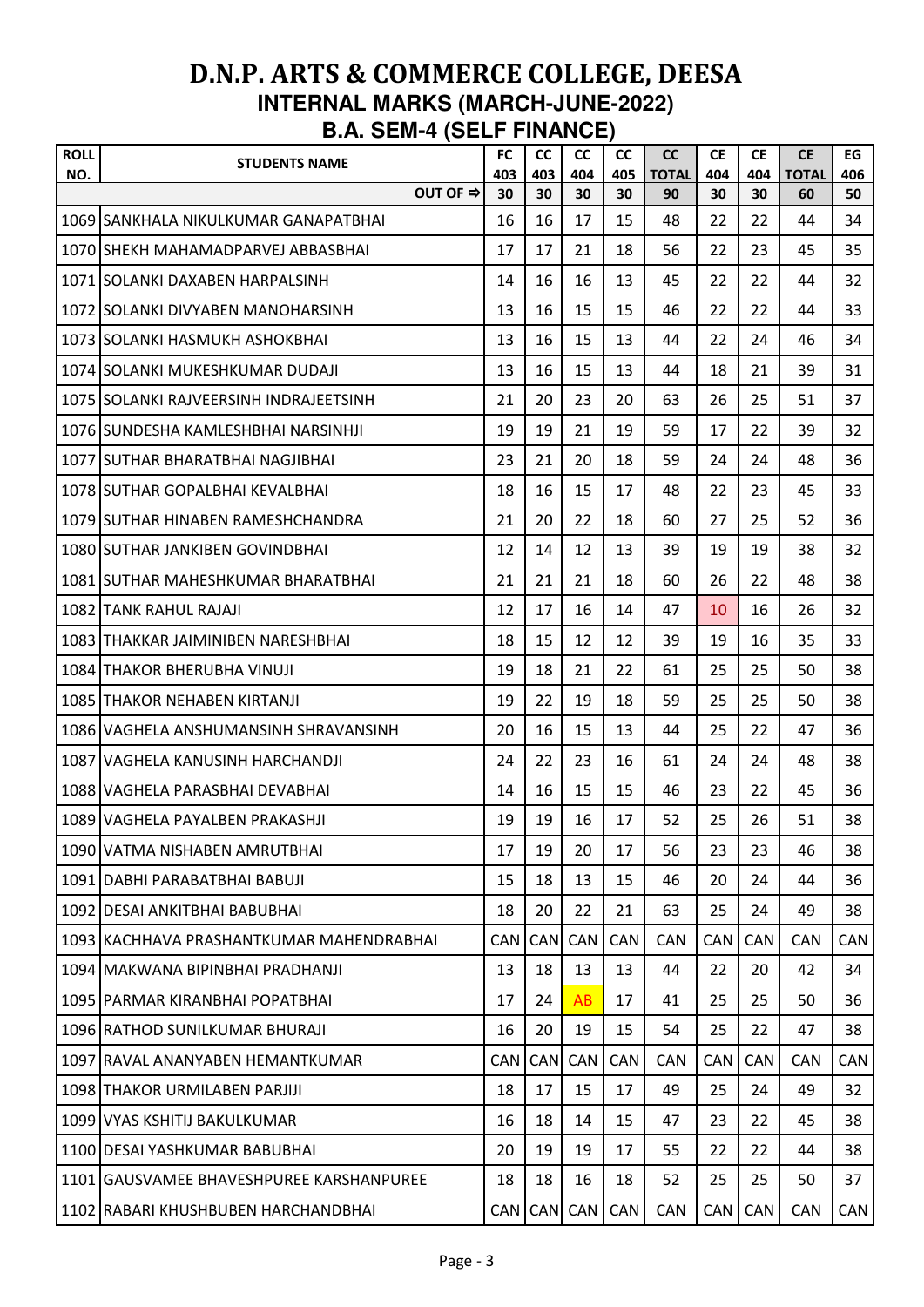# D.N.P. ARTS & COMMERCE COLLEGE, DEESA

## INTERNAL MARKS (MARCH-JUNE-2022)

## B.A. SEM-4 (SELF FINANCE)

| ROLL NO. | STUDENTS NAME | FC 403 | CC 403 | CC 404 | CC 405 | CC TOTAL | CE 404 | CE 404 | CE TOTAL | EG 406 |
|---|---|---|---|---|---|---|---|---|---|---|
| | OUT OF ⇨ | 30 | 30 | 30 | 30 | 90 | 30 | 30 | 60 | 50 |
| 1069 | SANKHALA NIKULKUMAR GANAPATBHAI | 16 | 16 | 17 | 15 | 48 | 22 | 22 | 44 | 34 |
| 1070 | SHEKH MAHAMADPARVEJ ABBASBHAI | 17 | 17 | 21 | 18 | 56 | 22 | 23 | 45 | 35 |
| 1071 | SOLANKI DAXABEN HARPALSINH | 14 | 16 | 16 | 13 | 45 | 22 | 22 | 44 | 32 |
| 1072 | SOLANKI DIVYABEN MANOHARSINH | 13 | 16 | 15 | 15 | 46 | 22 | 22 | 44 | 33 |
| 1073 | SOLANKI HASMUKH ASHOKBHAI | 13 | 16 | 15 | 13 | 44 | 22 | 24 | 46 | 34 |
| 1074 | SOLANKI MUKESHKUMAR DUDAJI | 13 | 16 | 15 | 13 | 44 | 18 | 21 | 39 | 31 |
| 1075 | SOLANKI RAJVEERSINH INDRAJEETSINH | 21 | 20 | 23 | 20 | 63 | 26 | 25 | 51 | 37 |
| 1076 | SUNDESHA KAMLESHBHAI NARSINHJI | 19 | 19 | 21 | 19 | 59 | 17 | 22 | 39 | 32 |
| 1077 | SUTHAR BHARATBHAI NAGJIBHAI | 23 | 21 | 20 | 18 | 59 | 24 | 24 | 48 | 36 |
| 1078 | SUTHAR GOPALBHAI KEVALBHAI | 18 | 16 | 15 | 17 | 48 | 22 | 23 | 45 | 33 |
| 1079 | SUTHAR HINABEN RAMESHCHANDRA | 21 | 20 | 22 | 18 | 60 | 27 | 25 | 52 | 36 |
| 1080 | SUTHAR JANKIBEN GOVINDBHAI | 12 | 14 | 12 | 13 | 39 | 19 | 19 | 38 | 32 |
| 1081 | SUTHAR MAHESHKUMAR BHARATBHAI | 21 | 21 | 21 | 18 | 60 | 26 | 22 | 48 | 38 |
| 1082 | TANK RAHUL RAJAJI | 12 | 17 | 16 | 14 | 47 | 10 | 16 | 26 | 32 |
| 1083 | THAKKAR JAIMINIBEN NARESHBHAI | 18 | 15 | 12 | 12 | 39 | 19 | 16 | 35 | 33 |
| 1084 | THAKOR BHERUBHA VINUJI | 19 | 18 | 21 | 22 | 61 | 25 | 25 | 50 | 38 |
| 1085 | THAKOR NEHABEN KIRTANJI | 19 | 22 | 19 | 18 | 59 | 25 | 25 | 50 | 38 |
| 1086 | VAGHELA ANSHUMANSINH SHRAVANSINH | 20 | 16 | 15 | 13 | 44 | 25 | 22 | 47 | 36 |
| 1087 | VAGHELA KANUSINH HARCHANDJI | 24 | 22 | 23 | 16 | 61 | 24 | 24 | 48 | 38 |
| 1088 | VAGHELA PARASBHAI DEVABHAI | 14 | 16 | 15 | 15 | 46 | 23 | 22 | 45 | 36 |
| 1089 | VAGHELA PAYALBEN PRAKASHJI | 19 | 19 | 16 | 17 | 52 | 25 | 26 | 51 | 38 |
| 1090 | VATMA NISHABEN AMRUTBHAI | 17 | 19 | 20 | 17 | 56 | 23 | 23 | 46 | 38 |
| 1091 | DABHI PARABATBHAI BABUJI | 15 | 18 | 13 | 15 | 46 | 20 | 24 | 44 | 36 |
| 1092 | DESAI ANKITBHAI BABUBHAI | 18 | 20 | 22 | 21 | 63 | 25 | 24 | 49 | 38 |
| 1093 | KACHHAVA PRASHANTKUMAR MAHENDRABHAI | CAN | CAN | CAN | CAN | CAN | CAN | CAN | CAN | CAN |
| 1094 | MAKWANA BIPINBHAI PRADHANJI | 13 | 18 | 13 | 13 | 44 | 22 | 20 | 42 | 34 |
| 1095 | PARMAR KIRANBHAI POPATBHAI | 17 | 24 | AB | 17 | 41 | 25 | 25 | 50 | 36 |
| 1096 | RATHOD SUNILKUMAR BHURAJI | 16 | 20 | 19 | 15 | 54 | 25 | 22 | 47 | 38 |
| 1097 | RAVAL ANANYABEN HEMANTKUMAR | CAN | CAN | CAN | CAN | CAN | CAN | CAN | CAN | CAN |
| 1098 | THAKOR URMILABEN PARJIJI | 18 | 17 | 15 | 17 | 49 | 25 | 24 | 49 | 32 |
| 1099 | VYAS KSHITIJ BAKULKUMAR | 16 | 18 | 14 | 15 | 47 | 23 | 22 | 45 | 38 |
| 1100 | DESAI YASHKUMAR BABUBHAI | 20 | 19 | 19 | 17 | 55 | 22 | 22 | 44 | 38 |
| 1101 | GAUSVAMEE BHAVESHPUREE KARSHANPUREE | 18 | 18 | 16 | 18 | 52 | 25 | 25 | 50 | 37 |
| 1102 | RABARI KHUSHBUBEN HARCHANDBHAI | CAN | CAN | CAN | CAN | CAN | CAN | CAN | CAN | CAN |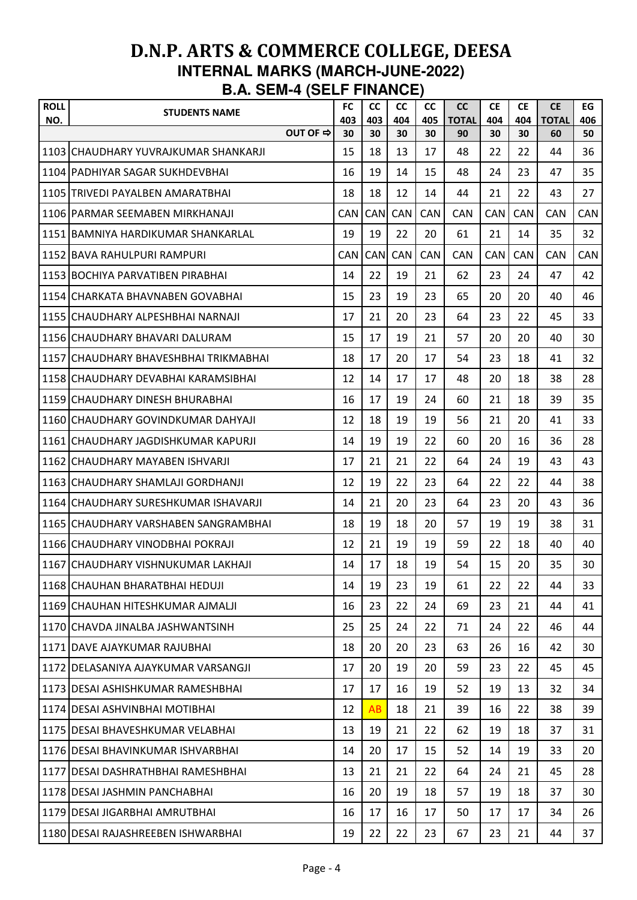# D.N.P. ARTS & COMMERCE COLLEGE, DEESA

## INTERNAL MARKS (MARCH-JUNE-2022)

## B.A. SEM-4 (SELF FINANCE)

| ROLL NO. | STUDENTS NAME | FC 403 | CC 403 | CC 404 | CC 405 | CC TOTAL | CE 404 | CE 404 | CE TOTAL | EG 406 |
|---|---|---|---|---|---|---|---|---|---|---|
| | OUT OF ⇨ | 30 | 30 | 30 | 30 | 90 | 30 | 30 | 60 | 50 |
| 1103 | CHAUDHARY YUVRAJKUMAR SHANKARJI | 15 | 18 | 13 | 17 | 48 | 22 | 22 | 44 | 36 |
| 1104 | PADHIYAR SAGAR SUKHDEVBHAI | 16 | 19 | 14 | 15 | 48 | 24 | 23 | 47 | 35 |
| 1105 | TRIVEDI PAYALBEN AMARATBHAI | 18 | 18 | 12 | 14 | 44 | 21 | 22 | 43 | 27 |
| 1106 | PARMAR SEEMABEN MIRKHANAJI | CAN | CAN | CAN | CAN | CAN | CAN | CAN | CAN | CAN |
| 1151 | BAMNIYA HARDIKUMAR SHANKARLAL | 19 | 19 | 22 | 20 | 61 | 21 | 14 | 35 | 32 |
| 1152 | BAVA RAHULPURI RAMPURI | CAN | CAN | CAN | CAN | CAN | CAN | CAN | CAN | CAN |
| 1153 | BOCHIYA PARVATIBEN PIRABHAI | 14 | 22 | 19 | 21 | 62 | 23 | 24 | 47 | 42 |
| 1154 | CHARKATA BHAVNABEN GOVABHAI | 15 | 23 | 19 | 23 | 65 | 20 | 20 | 40 | 46 |
| 1155 | CHAUDHARY ALPESHBHAI NARNAJI | 17 | 21 | 20 | 23 | 64 | 23 | 22 | 45 | 33 |
| 1156 | CHAUDHARY BHAVARI DALURAM | 15 | 17 | 19 | 21 | 57 | 20 | 20 | 40 | 30 |
| 1157 | CHAUDHARY BHAVESHBHAI TRIKMABHAI | 18 | 17 | 20 | 17 | 54 | 23 | 18 | 41 | 32 |
| 1158 | CHAUDHARY DEVABHAI KARAMSIBHAI | 12 | 14 | 17 | 17 | 48 | 20 | 18 | 38 | 28 |
| 1159 | CHAUDHARY DINESH BHURABHAI | 16 | 17 | 19 | 24 | 60 | 21 | 18 | 39 | 35 |
| 1160 | CHAUDHARY GOVINDKUMAR DAHYAJI | 12 | 18 | 19 | 19 | 56 | 21 | 20 | 41 | 33 |
| 1161 | CHAUDHARY JAGDISHKUMAR KAPURJI | 14 | 19 | 19 | 22 | 60 | 20 | 16 | 36 | 28 |
| 1162 | CHAUDHARY MAYABEN ISHVARJI | 17 | 21 | 21 | 22 | 64 | 24 | 19 | 43 | 43 |
| 1163 | CHAUDHARY SHAMLAJI GORDHANJI | 12 | 19 | 22 | 23 | 64 | 22 | 22 | 44 | 38 |
| 1164 | CHAUDHARY SURESHKUMAR ISHAVARJI | 14 | 21 | 20 | 23 | 64 | 23 | 20 | 43 | 36 |
| 1165 | CHAUDHARY VARSHABEN SANGRAMBHAI | 18 | 19 | 18 | 20 | 57 | 19 | 19 | 38 | 31 |
| 1166 | CHAUDHARY VINODBHAI POKRAJI | 12 | 21 | 19 | 19 | 59 | 22 | 18 | 40 | 40 |
| 1167 | CHAUDHARY VISHNUKUMAR LAKHAJI | 14 | 17 | 18 | 19 | 54 | 15 | 20 | 35 | 30 |
| 1168 | CHAUHAN BHARATBHAI HEDUJI | 14 | 19 | 23 | 19 | 61 | 22 | 22 | 44 | 33 |
| 1169 | CHAUHAN HITESHKUMAR AJMALJI | 16 | 23 | 22 | 24 | 69 | 23 | 21 | 44 | 41 |
| 1170 | CHAVDA JINALBA JASHWANTSINH | 25 | 25 | 24 | 22 | 71 | 24 | 22 | 46 | 44 |
| 1171 | DAVE AJAYKUMAR RAJUBHAI | 18 | 20 | 20 | 23 | 63 | 26 | 16 | 42 | 30 |
| 1172 | DELASANIYA AJAYKUMAR VARSANGJI | 17 | 20 | 19 | 20 | 59 | 23 | 22 | 45 | 45 |
| 1173 | DESAI ASHISHKUMAR RAMESHBHAI | 17 | 17 | 16 | 19 | 52 | 19 | 13 | 32 | 34 |
| 1174 | DESAI ASHVINBHAI MOTIBHAI | 12 | AB | 18 | 21 | 39 | 16 | 22 | 38 | 39 |
| 1175 | DESAI BHAVESHKUMAR VELABHAI | 13 | 19 | 21 | 22 | 62 | 19 | 18 | 37 | 31 |
| 1176 | DESAI BHAVINKUMAR ISHVARBHAI | 14 | 20 | 17 | 15 | 52 | 14 | 19 | 33 | 20 |
| 1177 | DESAI DASHRATHBHAI RAMESHBHAI | 13 | 21 | 21 | 22 | 64 | 24 | 21 | 45 | 28 |
| 1178 | DESAI JASHMIN PANCHABHAI | 16 | 20 | 19 | 18 | 57 | 19 | 18 | 37 | 30 |
| 1179 | DESAI JIGARBHAI AMRUTBHAI | 16 | 17 | 16 | 17 | 50 | 17 | 17 | 34 | 26 |
| 1180 | DESAI RAJASHREEBEN ISHWARBHAI | 19 | 22 | 22 | 23 | 67 | 23 | 21 | 44 | 37 |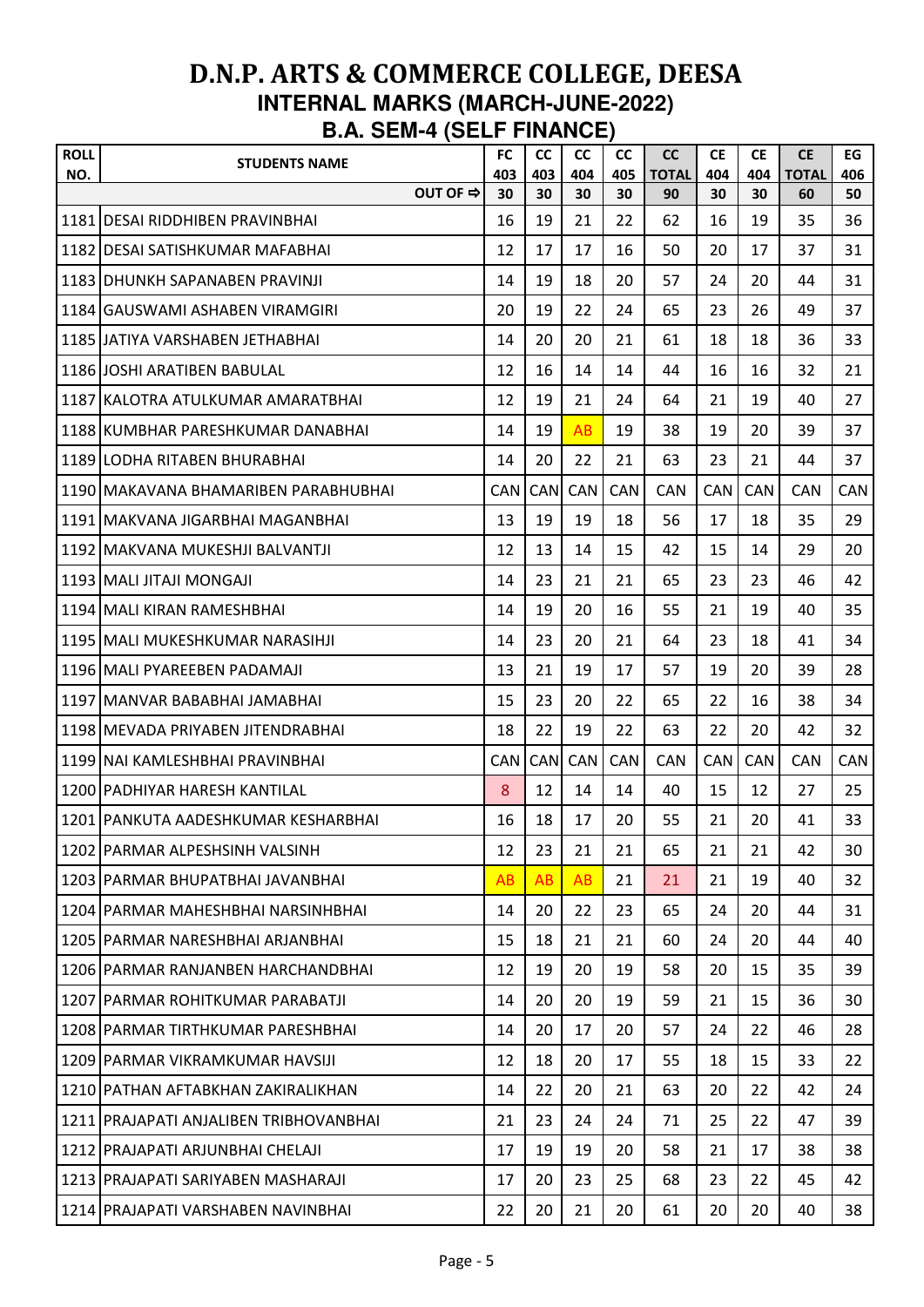# D.N.P. ARTS & COMMERCE COLLEGE, DEESA

## INTERNAL MARKS (MARCH-JUNE-2022)

## B.A. SEM-4 (SELF FINANCE)

| ROLL NO. | STUDENTS NAME | FC 403 | CC 403 | CC 404 | CC 405 | CC TOTAL | CE 404 | CE 404 | CE TOTAL | EG 406 |
|---|---|---|---|---|---|---|---|---|---|---|
| | OUT OF ⇨ | 30 | 30 | 30 | 30 | 90 | 30 | 30 | 60 | 50 |
| 1181 | DESAI RIDDHIBEN PRAVINBHAI | 16 | 19 | 21 | 22 | 62 | 16 | 19 | 35 | 36 |
| 1182 | DESAI SATISHKUMAR MAFABHAI | 12 | 17 | 17 | 16 | 50 | 20 | 17 | 37 | 31 |
| 1183 | DHUNKH SAPANABEN PRAVINJI | 14 | 19 | 18 | 20 | 57 | 24 | 20 | 44 | 31 |
| 1184 | GAUSWAMI ASHABEN VIRAMGIRI | 20 | 19 | 22 | 24 | 65 | 23 | 26 | 49 | 37 |
| 1185 | JATIYA VARSHABEN JETHABHAI | 14 | 20 | 20 | 21 | 61 | 18 | 18 | 36 | 33 |
| 1186 | JOSHI ARATIBEN BABULAL | 12 | 16 | 14 | 14 | 44 | 16 | 16 | 32 | 21 |
| 1187 | KALOTRA ATULKUMAR AMARATBHAI | 12 | 19 | 21 | 24 | 64 | 21 | 19 | 40 | 27 |
| 1188 | KUMBHAR PARESHKUMAR DANABHAI | 14 | 19 | AB | 19 | 38 | 19 | 20 | 39 | 37 |
| 1189 | LODHA RITABEN BHURABHAI | 14 | 20 | 22 | 21 | 63 | 23 | 21 | 44 | 37 |
| 1190 | MAKAVANA BHAMARIBEN PARABHUBHAI | CAN | CAN | CAN | CAN | CAN | CAN | CAN | CAN | CAN |
| 1191 | MAKVANA JIGARBHAI MAGANBHAI | 13 | 19 | 19 | 18 | 56 | 17 | 18 | 35 | 29 |
| 1192 | MAKVANA MUKESHJI BALVANTJI | 12 | 13 | 14 | 15 | 42 | 15 | 14 | 29 | 20 |
| 1193 | MALI JITAJI MONGAJI | 14 | 23 | 21 | 21 | 65 | 23 | 23 | 46 | 42 |
| 1194 | MALI KIRAN RAMESHBHAI | 14 | 19 | 20 | 16 | 55 | 21 | 19 | 40 | 35 |
| 1195 | MALI MUKESHKUMAR NARASIHJI | 14 | 23 | 20 | 21 | 64 | 23 | 18 | 41 | 34 |
| 1196 | MALI PYAREEBEN PADAMAJI | 13 | 21 | 19 | 17 | 57 | 19 | 20 | 39 | 28 |
| 1197 | MANVAR BABABHAI JAMABHAI | 15 | 23 | 20 | 22 | 65 | 22 | 16 | 38 | 34 |
| 1198 | MEVADA PRIYABEN JITENDRABHAI | 18 | 22 | 19 | 22 | 63 | 22 | 20 | 42 | 32 |
| 1199 | NAI KAMLESHBHAI PRAVINBHAI | CAN | CAN | CAN | CAN | CAN | CAN | CAN | CAN | CAN |
| 1200 | PADHIYAR HARESH KANTILAL | 8 | 12 | 14 | 14 | 40 | 15 | 12 | 27 | 25 |
| 1201 | PANKUTA AADESHKUMAR KESHARBHAI | 16 | 18 | 17 | 20 | 55 | 21 | 20 | 41 | 33 |
| 1202 | PARMAR ALPESHSINH VALSINH | 12 | 23 | 21 | 21 | 65 | 21 | 21 | 42 | 30 |
| 1203 | PARMAR BHUPATBHAI JAVANBHAI | AB | AB | AB | 21 | 21 | 21 | 19 | 40 | 32 |
| 1204 | PARMAR MAHESHBHAI NARSINHBHAI | 14 | 20 | 22 | 23 | 65 | 24 | 20 | 44 | 31 |
| 1205 | PARMAR NARESHBHAI ARJANBHAI | 15 | 18 | 21 | 21 | 60 | 24 | 20 | 44 | 40 |
| 1206 | PARMAR RANJANBEN HARCHANDBHAI | 12 | 19 | 20 | 19 | 58 | 20 | 15 | 35 | 39 |
| 1207 | PARMAR ROHITKUMAR PARABATJI | 14 | 20 | 20 | 19 | 59 | 21 | 15 | 36 | 30 |
| 1208 | PARMAR TIRTHKUMAR PARESHBHAI | 14 | 20 | 17 | 20 | 57 | 24 | 22 | 46 | 28 |
| 1209 | PARMAR VIKRAMKUMAR HAVSIJI | 12 | 18 | 20 | 17 | 55 | 18 | 15 | 33 | 22 |
| 1210 | PATHAN AFTABKHAN ZAKIRALIKHAN | 14 | 22 | 20 | 21 | 63 | 20 | 22 | 42 | 24 |
| 1211 | PRAJAPATI ANJALIBEN TRIBHOVANBHAI | 21 | 23 | 24 | 24 | 71 | 25 | 22 | 47 | 39 |
| 1212 | PRAJAPATI ARJUNBHAI CHELAJI | 17 | 19 | 19 | 20 | 58 | 21 | 17 | 38 | 38 |
| 1213 | PRAJAPATI SARIYABEN MASHARAJI | 17 | 20 | 23 | 25 | 68 | 23 | 22 | 45 | 42 |
| 1214 | PRAJAPATI VARSHABEN NAVINBHAI | 22 | 20 | 21 | 20 | 61 | 20 | 20 | 40 | 38 |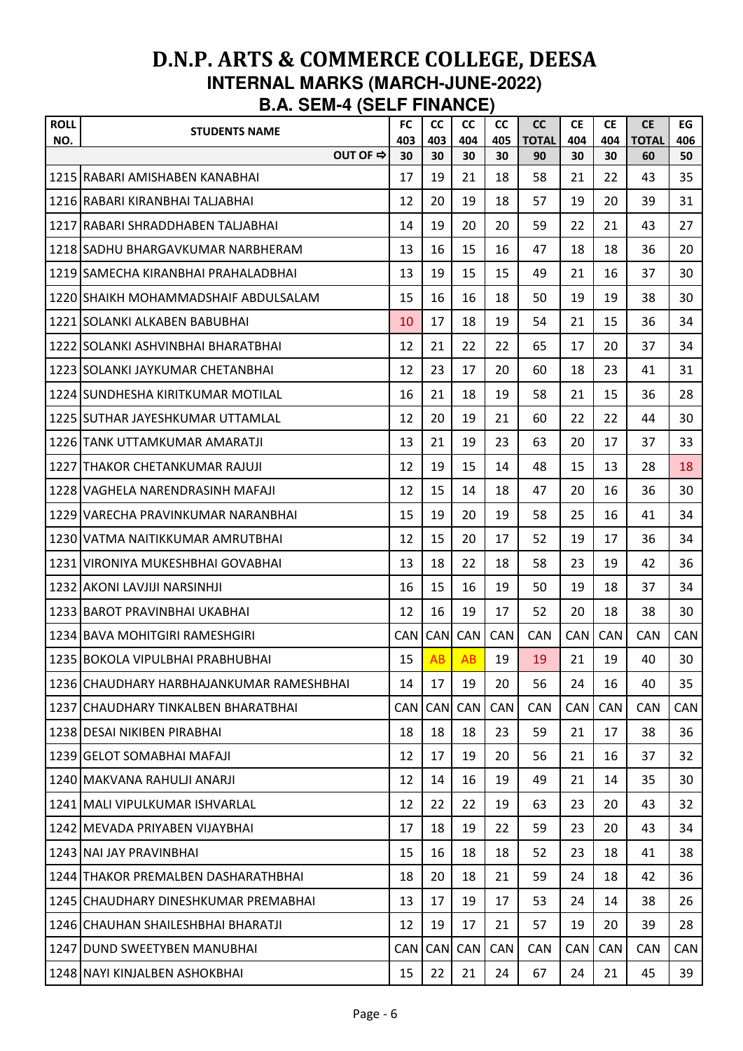# D.N.P. ARTS & COMMERCE COLLEGE, DEESA

## INTERNAL MARKS (MARCH-JUNE-2022)

## B.A. SEM-4 (SELF FINANCE)

| ROLL NO. | STUDENTS NAME | FC 403 | CC 403 | CC 404 | CC 405 | CC TOTAL | CE 404 | CE 404 | CE TOTAL | EG 406 |
|---|---|---|---|---|---|---|---|---|---|---|
| | OUT OF ⇨ | 30 | 30 | 30 | 30 | 90 | 30 | 30 | 60 | 50 |
| 1215 | RABARI AMISHABEN KANABHAI | 17 | 19 | 21 | 18 | 58 | 21 | 22 | 43 | 35 |
| 1216 | RABARI KIRANBHAI TALJABHAI | 12 | 20 | 19 | 18 | 57 | 19 | 20 | 39 | 31 |
| 1217 | RABARI SHRADDHABEN TALJABHAI | 14 | 19 | 20 | 20 | 59 | 22 | 21 | 43 | 27 |
| 1218 | SADHU BHARGAVKUMAR NARBHERAM | 13 | 16 | 15 | 16 | 47 | 18 | 18 | 36 | 20 |
| 1219 | SAMECHA KIRANBHAI PRAHALADBHAI | 13 | 19 | 15 | 15 | 49 | 21 | 16 | 37 | 30 |
| 1220 | SHAIKH MOHAMMADSHAIF ABDULSALAM | 15 | 16 | 16 | 18 | 50 | 19 | 19 | 38 | 30 |
| 1221 | SOLANKI ALKABEN BABUBHAI | 10 | 17 | 18 | 19 | 54 | 21 | 15 | 36 | 34 |
| 1222 | SOLANKI ASHVINBHAI BHARATBHAI | 12 | 21 | 22 | 22 | 65 | 17 | 20 | 37 | 34 |
| 1223 | SOLANKI JAYKUMAR CHETANBHAI | 12 | 23 | 17 | 20 | 60 | 18 | 23 | 41 | 31 |
| 1224 | SUNDHESHA KIRITKUMAR MOTILAL | 16 | 21 | 18 | 19 | 58 | 21 | 15 | 36 | 28 |
| 1225 | SUTHAR JAYESHKUMAR UTTAMLAL | 12 | 20 | 19 | 21 | 60 | 22 | 22 | 44 | 30 |
| 1226 | TANK UTTAMKUMAR AMARATJI | 13 | 21 | 19 | 23 | 63 | 20 | 17 | 37 | 33 |
| 1227 | THAKOR CHETANKUMAR RAJUJI | 12 | 19 | 15 | 14 | 48 | 15 | 13 | 28 | 18 |
| 1228 | VAGHELA NARENDRASINH MAFAJI | 12 | 15 | 14 | 18 | 47 | 20 | 16 | 36 | 30 |
| 1229 | VARECHA PRAVINKUMAR NARANBHAI | 15 | 19 | 20 | 19 | 58 | 25 | 16 | 41 | 34 |
| 1230 | VATMA NAITIKKUMAR AMRUTBHAI | 12 | 15 | 20 | 17 | 52 | 19 | 17 | 36 | 34 |
| 1231 | VIRONIYA MUKESHBHAI GOVABHAI | 13 | 18 | 22 | 18 | 58 | 23 | 19 | 42 | 36 |
| 1232 | AKONI LAVJIJI NARSINHJI | 16 | 15 | 16 | 19 | 50 | 19 | 18 | 37 | 34 |
| 1233 | BAROT PRAVINBHAI UKABHAI | 12 | 16 | 19 | 17 | 52 | 20 | 18 | 38 | 30 |
| 1234 | BAVA MOHITGIRI RAMESHGIRI | CAN | CAN | CAN | CAN | CAN | CAN | CAN | CAN | CAN |
| 1235 | BOKOLA VIPULBHAI PRABHUBHAI | 15 | AB | AB | 19 | 19 | 21 | 19 | 40 | 30 |
| 1236 | CHAUDHARY HARBHAJANKUMAR RAMESHBHAI | 14 | 17 | 19 | 20 | 56 | 24 | 16 | 40 | 35 |
| 1237 | CHAUDHARY TINKALBEN BHARATBHAI | CAN | CAN | CAN | CAN | CAN | CAN | CAN | CAN | CAN |
| 1238 | DESAI NIKIBEN PIRABHAI | 18 | 18 | 18 | 23 | 59 | 21 | 17 | 38 | 36 |
| 1239 | GELOT SOMABHAI MAFAJI | 12 | 17 | 19 | 20 | 56 | 21 | 16 | 37 | 32 |
| 1240 | MAKVANA RAHULJI ANARJI | 12 | 14 | 16 | 19 | 49 | 21 | 14 | 35 | 30 |
| 1241 | MALI VIPULKUMAR ISHVARLAL | 12 | 22 | 22 | 19 | 63 | 23 | 20 | 43 | 32 |
| 1242 | MEVADA PRIYABEN VIJAYBHAI | 17 | 18 | 19 | 22 | 59 | 23 | 20 | 43 | 34 |
| 1243 | NAI JAY PRAVINBHAI | 15 | 16 | 18 | 18 | 52 | 23 | 18 | 41 | 38 |
| 1244 | THAKOR PREMALBEN DASHARATHBHAI | 18 | 20 | 18 | 21 | 59 | 24 | 18 | 42 | 36 |
| 1245 | CHAUDHARY DINESHKUMAR PREMABHAI | 13 | 17 | 19 | 17 | 53 | 24 | 14 | 38 | 26 |
| 1246 | CHAUHAN SHAILESHBHAI BHARATJI | 12 | 19 | 17 | 21 | 57 | 19 | 20 | 39 | 28 |
| 1247 | DUND SWEETYBEN MANUBHAI | CAN | CAN | CAN | CAN | CAN | CAN | CAN | CAN | CAN |
| 1248 | NAYI KINJALBEN ASHOKBHAI | 15 | 22 | 21 | 24 | 67 | 24 | 21 | 45 | 39 |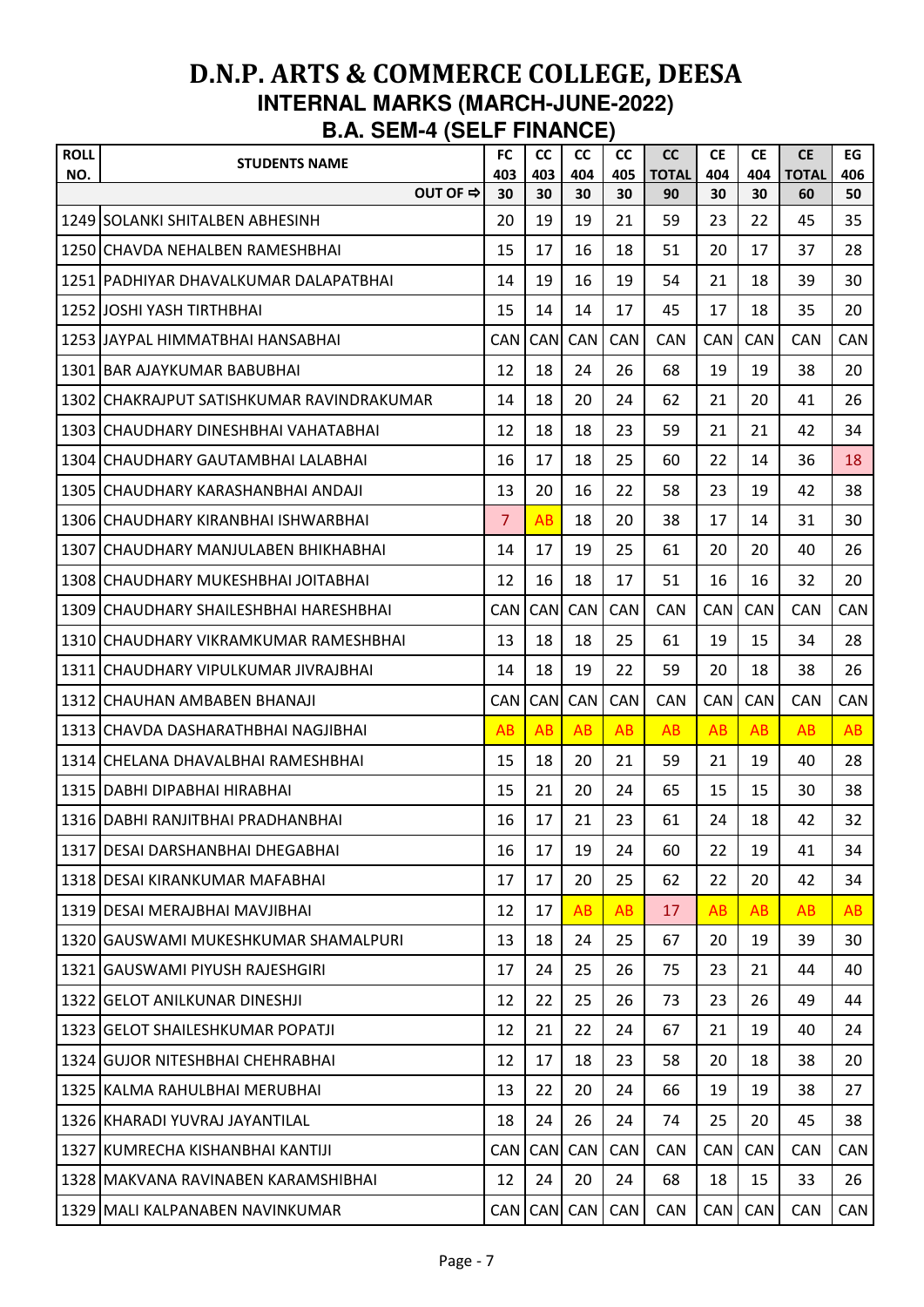# D.N.P. ARTS & COMMERCE COLLEGE, DEESA

## INTERNAL MARKS (MARCH-JUNE-2022)

## B.A. SEM-4 (SELF FINANCE)

| ROLL NO. | STUDENTS NAME | FC 403 | CC 403 | CC 404 | CC 405 | CC TOTAL | CE 404 | CE 404 | CE TOTAL | EG 406 |
|---|---|---|---|---|---|---|---|---|---|---|
| | OUT OF ⇨ | 30 | 30 | 30 | 30 | 90 | 30 | 30 | 60 | 50 |
| 1249 | SOLANKI SHITALBEN ABHESINH | 20 | 19 | 19 | 21 | 59 | 23 | 22 | 45 | 35 |
| 1250 | CHAVDA NEHALBEN RAMESHBHAI | 15 | 17 | 16 | 18 | 51 | 20 | 17 | 37 | 28 |
| 1251 | PADHIYAR DHAVALKUMAR DALAPATBHAI | 14 | 19 | 16 | 19 | 54 | 21 | 18 | 39 | 30 |
| 1252 | JOSHI YASH TIRTHBHAI | 15 | 14 | 14 | 17 | 45 | 17 | 18 | 35 | 20 |
| 1253 | JAYPAL HIMMATBHAI HANSABHAI | CAN | CAN | CAN | CAN | CAN | CAN | CAN | CAN | CAN |
| 1301 | BAR AJAYKUMAR BABUBHAI | 12 | 18 | 24 | 26 | 68 | 19 | 19 | 38 | 20 |
| 1302 | CHAKRAJPUT SATISHKUMAR RAVINDRAKUMAR | 14 | 18 | 20 | 24 | 62 | 21 | 20 | 41 | 26 |
| 1303 | CHAUDHARY DINESHBHAI VAHATABHAI | 12 | 18 | 18 | 23 | 59 | 21 | 21 | 42 | 34 |
| 1304 | CHAUDHARY GAUTAMBHAI LALABHAI | 16 | 17 | 18 | 25 | 60 | 22 | 14 | 36 | 18 |
| 1305 | CHAUDHARY KARASHANBHAI ANDAJI | 13 | 20 | 16 | 22 | 58 | 23 | 19 | 42 | 38 |
| 1306 | CHAUDHARY KIRANBHAI ISHWARBHAI | 7 | AB | 18 | 20 | 38 | 17 | 14 | 31 | 30 |
| 1307 | CHAUDHARY MANJULABEN BHIKHABHAI | 14 | 17 | 19 | 25 | 61 | 20 | 20 | 40 | 26 |
| 1308 | CHAUDHARY MUKESHBHAI JOITABHAI | 12 | 16 | 18 | 17 | 51 | 16 | 16 | 32 | 20 |
| 1309 | CHAUDHARY SHAILESHBHAI HARESHBHAI | CAN | CAN | CAN | CAN | CAN | CAN | CAN | CAN | CAN |
| 1310 | CHAUDHARY VIKRAMKUMAR RAMESHBHAI | 13 | 18 | 18 | 25 | 61 | 19 | 15 | 34 | 28 |
| 1311 | CHAUDHARY VIPULKUMAR JIVRAJBHAI | 14 | 18 | 19 | 22 | 59 | 20 | 18 | 38 | 26 |
| 1312 | CHAUHAN AMBABEN BHANAJI | CAN | CAN | CAN | CAN | CAN | CAN | CAN | CAN | CAN |
| 1313 | CHAVDA DASHARATHBHAI NAGJIBHAI | AB | AB | AB | AB | AB | AB | AB | AB | AB |
| 1314 | CHELANA DHAVALBHAI RAMESHBHAI | 15 | 18 | 20 | 21 | 59 | 21 | 19 | 40 | 28 |
| 1315 | DABHI DIPABHAI HIRABHAI | 15 | 21 | 20 | 24 | 65 | 15 | 15 | 30 | 38 |
| 1316 | DABHI RANJITBHAI PRADHANBHAI | 16 | 17 | 21 | 23 | 61 | 24 | 18 | 42 | 32 |
| 1317 | DESAI DARSHANBHAI DHEGABHAI | 16 | 17 | 19 | 24 | 60 | 22 | 19 | 41 | 34 |
| 1318 | DESAI KIRANKUMAR MAFABHAI | 17 | 17 | 20 | 25 | 62 | 22 | 20 | 42 | 34 |
| 1319 | DESAI MERAJBHAI MAVJIBHAI | 12 | 17 | AB | AB | 17 | AB | AB | AB | AB |
| 1320 | GAUSWAMI MUKESHKUMAR SHAMALPURI | 13 | 18 | 24 | 25 | 67 | 20 | 19 | 39 | 30 |
| 1321 | GAUSWAMI PIYUSH RAJESHGIRI | 17 | 24 | 25 | 26 | 75 | 23 | 21 | 44 | 40 |
| 1322 | GELOT ANILKUNAR DINESHJI | 12 | 22 | 25 | 26 | 73 | 23 | 26 | 49 | 44 |
| 1323 | GELOT SHAILESHKUMAR POPATJI | 12 | 21 | 22 | 24 | 67 | 21 | 19 | 40 | 24 |
| 1324 | GUJOR NITESHBHAI CHEHRABHAI | 12 | 17 | 18 | 23 | 58 | 20 | 18 | 38 | 20 |
| 1325 | KALMA RAHULBHAI MERUBHAI | 13 | 22 | 20 | 24 | 66 | 19 | 19 | 38 | 27 |
| 1326 | KHARADI YUVRAJ JAYANTILAL | 18 | 24 | 26 | 24 | 74 | 25 | 20 | 45 | 38 |
| 1327 | KUMRECHA KISHANBHAI KANTIJI | CAN | CAN | CAN | CAN | CAN | CAN | CAN | CAN | CAN |
| 1328 | MAKVANA RAVINABEN KARAMSHIBHAI | 12 | 24 | 20 | 24 | 68 | 18 | 15 | 33 | 26 |
| 1329 | MALI KALPANABEN NAVINKUMAR | CAN | CAN | CAN | CAN | CAN | CAN | CAN | CAN | CAN |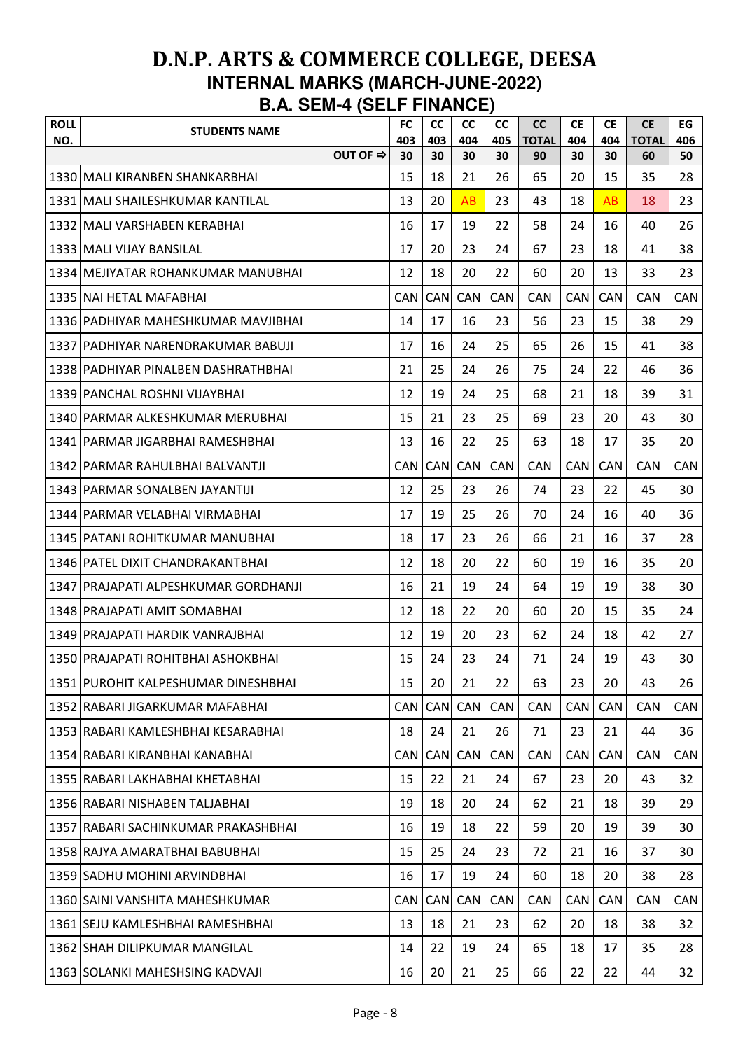# D.N.P. ARTS & COMMERCE COLLEGE, DEESA

## INTERNAL MARKS (MARCH-JUNE-2022)

## B.A. SEM-4 (SELF FINANCE)

| ROLL NO. | STUDENTS NAME | FC 403 | CC 403 | CC 404 | CC 405 | CC TOTAL | CE 404 | CE 404 | CE TOTAL | EG 406 |
|---|---|---|---|---|---|---|---|---|---|---|
| | OUT OF ⇨ | 30 | 30 | 30 | 30 | 90 | 30 | 30 | 60 | 50 |
| 1330 | MALI KIRANBEN SHANKARBHAI | 15 | 18 | 21 | 26 | 65 | 20 | 15 | 35 | 28 |
| 1331 | MALI SHAILESHKUMAR KANTILAL | 13 | 20 | AB | 23 | 43 | 18 | AB | 18 | 23 |
| 1332 | MALI VARSHABEN KERABHAI | 16 | 17 | 19 | 22 | 58 | 24 | 16 | 40 | 26 |
| 1333 | MALI VIJAY BANSILAL | 17 | 20 | 23 | 24 | 67 | 23 | 18 | 41 | 38 |
| 1334 | MEJIYATAR ROHANKUMAR MANUBHAI | 12 | 18 | 20 | 22 | 60 | 20 | 13 | 33 | 23 |
| 1335 | NAI HETAL MAFABHAI | CAN | CAN | CAN | CAN | CAN | CAN | CAN | CAN | CAN |
| 1336 | PADHIYAR MAHESHKUMAR MAVJIBHAI | 14 | 17 | 16 | 23 | 56 | 23 | 15 | 38 | 29 |
| 1337 | PADHIYAR NARENDRAKUMAR BABUJI | 17 | 16 | 24 | 25 | 65 | 26 | 15 | 41 | 38 |
| 1338 | PADHIYAR PINALBEN DASHRATHBHAI | 21 | 25 | 24 | 26 | 75 | 24 | 22 | 46 | 36 |
| 1339 | PANCHAL ROSHNI VIJAYBHAI | 12 | 19 | 24 | 25 | 68 | 21 | 18 | 39 | 31 |
| 1340 | PARMAR ALKESHKUMAR MERUBHAI | 15 | 21 | 23 | 25 | 69 | 23 | 20 | 43 | 30 |
| 1341 | PARMAR JIGARBHAI RAMESHBHAI | 13 | 16 | 22 | 25 | 63 | 18 | 17 | 35 | 20 |
| 1342 | PARMAR RAHULBHAI BALVANTJI | CAN | CAN | CAN | CAN | CAN | CAN | CAN | CAN | CAN |
| 1343 | PARMAR SONALBEN JAYANTIJI | 12 | 25 | 23 | 26 | 74 | 23 | 22 | 45 | 30 |
| 1344 | PARMAR VELABHAI VIRMABHAI | 17 | 19 | 25 | 26 | 70 | 24 | 16 | 40 | 36 |
| 1345 | PATANI ROHITKUMAR MANUBHAI | 18 | 17 | 23 | 26 | 66 | 21 | 16 | 37 | 28 |
| 1346 | PATEL DIXIT CHANDRAKANTBHAI | 12 | 18 | 20 | 22 | 60 | 19 | 16 | 35 | 20 |
| 1347 | PRAJAPATI ALPESHKUMAR GORDHANJI | 16 | 21 | 19 | 24 | 64 | 19 | 19 | 38 | 30 |
| 1348 | PRAJAPATI AMIT SOMABHAI | 12 | 18 | 22 | 20 | 60 | 20 | 15 | 35 | 24 |
| 1349 | PRAJAPATI HARDIK VANRAJBHAI | 12 | 19 | 20 | 23 | 62 | 24 | 18 | 42 | 27 |
| 1350 | PRAJAPATI ROHITBHAI ASHOKBHAI | 15 | 24 | 23 | 24 | 71 | 24 | 19 | 43 | 30 |
| 1351 | PUROHIT KALPESHUMAR DINESHBHAI | 15 | 20 | 21 | 22 | 63 | 23 | 20 | 43 | 26 |
| 1352 | RABARI JIGARKUMAR MAFABHAI | CAN | CAN | CAN | CAN | CAN | CAN | CAN | CAN | CAN |
| 1353 | RABARI KAMLESHBHAI KESARABHAI | 18 | 24 | 21 | 26 | 71 | 23 | 21 | 44 | 36 |
| 1354 | RABARI KIRANBHAI KANABHAI | CAN | CAN | CAN | CAN | CAN | CAN | CAN | CAN | CAN |
| 1355 | RABARI LAKHABHAI KHETABHAI | 15 | 22 | 21 | 24 | 67 | 23 | 20 | 43 | 32 |
| 1356 | RABARI NISHABEN TALJABHAI | 19 | 18 | 20 | 24 | 62 | 21 | 18 | 39 | 29 |
| 1357 | RABARI SACHINKUMAR PRAKASHBHAI | 16 | 19 | 18 | 22 | 59 | 20 | 19 | 39 | 30 |
| 1358 | RAJYA AMARATBHAI BABUBHAI | 15 | 25 | 24 | 23 | 72 | 21 | 16 | 37 | 30 |
| 1359 | SADHU MOHINI ARVINDBHAI | 16 | 17 | 19 | 24 | 60 | 18 | 20 | 38 | 28 |
| 1360 | SAINI VANSHITA MAHESHKUMAR | CAN | CAN | CAN | CAN | CAN | CAN | CAN | CAN | CAN |
| 1361 | SEJU KAMLESHBHAI RAMESHBHAI | 13 | 18 | 21 | 23 | 62 | 20 | 18 | 38 | 32 |
| 1362 | SHAH DILIPKUMAR MANGILAL | 14 | 22 | 19 | 24 | 65 | 18 | 17 | 35 | 28 |
| 1363 | SOLANKI MAHESHSING KADVAJI | 16 | 20 | 21 | 25 | 66 | 22 | 22 | 44 | 32 |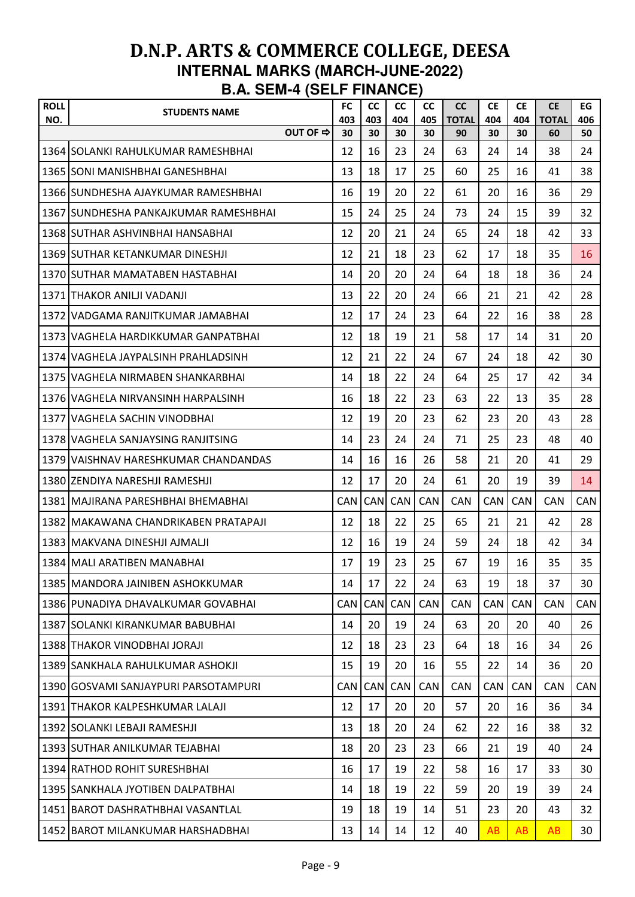# D.N.P. ARTS & COMMERCE COLLEGE, DEESA

## INTERNAL MARKS (MARCH-JUNE-2022)

## B.A. SEM-4 (SELF FINANCE)

| ROLL NO. | STUDENTS NAME | FC 403 | CC 403 | CC 404 | CC 405 | CC TOTAL | CE 404 | CE 404 | CE TOTAL | EG 406 |
|---|---|---|---|---|---|---|---|---|---|---|
| | OUT OF ⇨ | 30 | 30 | 30 | 30 | 90 | 30 | 30 | 60 | 50 |
| 1364 | SOLANKI RAHULKUMAR RAMESHBHAI | 12 | 16 | 23 | 24 | 63 | 24 | 14 | 38 | 24 |
| 1365 | SONI MANISHBHAI GANESHBHAI | 13 | 18 | 17 | 25 | 60 | 25 | 16 | 41 | 38 |
| 1366 | SUNDHESHA AJAYKUMAR RAMESHBHAI | 16 | 19 | 20 | 22 | 61 | 20 | 16 | 36 | 29 |
| 1367 | SUNDHESHA PANKAJKUMAR RAMESHBHAI | 15 | 24 | 25 | 24 | 73 | 24 | 15 | 39 | 32 |
| 1368 | SUTHAR ASHVINBHAI HANSABHAI | 12 | 20 | 21 | 24 | 65 | 24 | 18 | 42 | 33 |
| 1369 | SUTHAR KETANKUMAR DINESHJI | 12 | 21 | 18 | 23 | 62 | 17 | 18 | 35 | 16 |
| 1370 | SUTHAR MAMATABEN HASTABHAI | 14 | 20 | 20 | 24 | 64 | 18 | 18 | 36 | 24 |
| 1371 | THAKOR ANILJI VADANJI | 13 | 22 | 20 | 24 | 66 | 21 | 21 | 42 | 28 |
| 1372 | VADGAMA RANJITKUMAR JAMABHAI | 12 | 17 | 24 | 23 | 64 | 22 | 16 | 38 | 28 |
| 1373 | VAGHELA HARDIKKUMAR GANPATBHAI | 12 | 18 | 19 | 21 | 58 | 17 | 14 | 31 | 20 |
| 1374 | VAGHELA JAYPALSINH PRAHLADSINH | 12 | 21 | 22 | 24 | 67 | 24 | 18 | 42 | 30 |
| 1375 | VAGHELA NIRMABEN SHANKARBHAI | 14 | 18 | 22 | 24 | 64 | 25 | 17 | 42 | 34 |
| 1376 | VAGHELA NIRVANSINH HARPALSINH | 16 | 18 | 22 | 23 | 63 | 22 | 13 | 35 | 28 |
| 1377 | VAGHELA SACHIN VINODBHAI | 12 | 19 | 20 | 23 | 62 | 23 | 20 | 43 | 28 |
| 1378 | VAGHELA SANJAYSING RANJITSING | 14 | 23 | 24 | 24 | 71 | 25 | 23 | 48 | 40 |
| 1379 | VAISHNAV HARESHKUMAR CHANDANDAS | 14 | 16 | 16 | 26 | 58 | 21 | 20 | 41 | 29 |
| 1380 | ZENDIYA NARESHJI RAMESHJI | 12 | 17 | 20 | 24 | 61 | 20 | 19 | 39 | 14 |
| 1381 | MAJIRANA PARESHBHAI BHEMABHAI | CAN | CAN | CAN | CAN | CAN | CAN | CAN | CAN | CAN |
| 1382 | MAKAWANA CHANDRIKABEN PRATAPAJI | 12 | 18 | 22 | 25 | 65 | 21 | 21 | 42 | 28 |
| 1383 | MAKVANA DINESHJI AJMALJI | 12 | 16 | 19 | 24 | 59 | 24 | 18 | 42 | 34 |
| 1384 | MALI ARATIBEN MANABHAI | 17 | 19 | 23 | 25 | 67 | 19 | 16 | 35 | 35 |
| 1385 | MANDORA JAINIBEN ASHOKKUMAR | 14 | 17 | 22 | 24 | 63 | 19 | 18 | 37 | 30 |
| 1386 | PUNADIYA DHAVALKUMAR GOVABHAI | CAN | CAN | CAN | CAN | CAN | CAN | CAN | CAN | CAN |
| 1387 | SOLANKI KIRANKUMAR BABUBHAI | 14 | 20 | 19 | 24 | 63 | 20 | 20 | 40 | 26 |
| 1388 | THAKOR VINODBHAI JORAJI | 12 | 18 | 23 | 23 | 64 | 18 | 16 | 34 | 26 |
| 1389 | SANKHALA RAHULKUMAR ASHOKJI | 15 | 19 | 20 | 16 | 55 | 22 | 14 | 36 | 20 |
| 1390 | GOSVAMI SANJAYPURI PARSOTAMPURI | CAN | CAN | CAN | CAN | CAN | CAN | CAN | CAN | CAN |
| 1391 | THAKOR KALPESHKUMAR LALAJI | 12 | 17 | 20 | 20 | 57 | 20 | 16 | 36 | 34 |
| 1392 | SOLANKI LEBAJI RAMESHJI | 13 | 18 | 20 | 24 | 62 | 22 | 16 | 38 | 32 |
| 1393 | SUTHAR ANILKUMAR TEJABHAI | 18 | 20 | 23 | 23 | 66 | 21 | 19 | 40 | 24 |
| 1394 | RATHOD ROHIT SURESHBHAI | 16 | 17 | 19 | 22 | 58 | 16 | 17 | 33 | 30 |
| 1395 | SANKHALA JYOTIBEN DALPATBHAI | 14 | 18 | 19 | 22 | 59 | 20 | 19 | 39 | 24 |
| 1451 | BAROT DASHRATHBHAI VASANTLAL | 19 | 18 | 19 | 14 | 51 | 23 | 20 | 43 | 32 |
| 1452 | BAROT MILANKUMAR HARSHADBHAI | 13 | 14 | 14 | 12 | 40 | AB | AB | AB | 30 |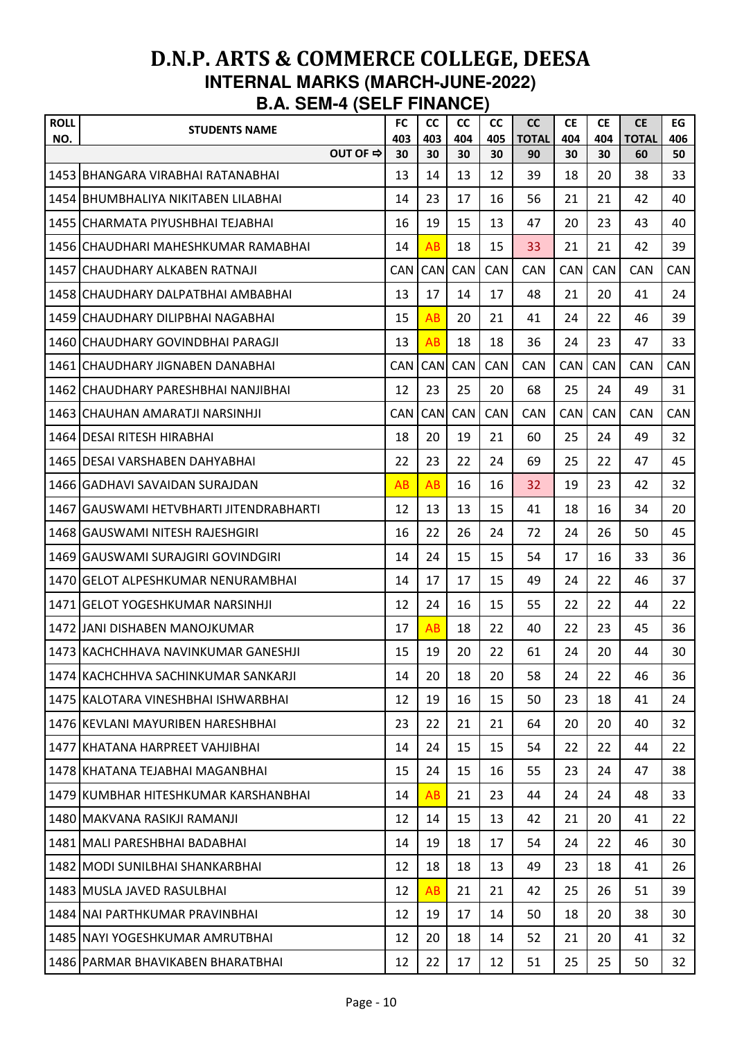# D.N.P. ARTS & COMMERCE COLLEGE, DEESA

## INTERNAL MARKS (MARCH-JUNE-2022)

## B.A. SEM-4 (SELF FINANCE)

| ROLL NO. | STUDENTS NAME | FC 403 | CC 403 | CC 404 | CC 405 | CC TOTAL | CE 404 | CE 404 | CE TOTAL | EG 406 |
|---|---|---|---|---|---|---|---|---|---|---|
| | OUT OF ⇨ | 30 | 30 | 30 | 30 | 90 | 30 | 30 | 60 | 50 |
| 1453 | BHANGARA VIRABHAI RATANABHAI | 13 | 14 | 13 | 12 | 39 | 18 | 20 | 38 | 33 |
| 1454 | BHUMBHALIYA NIKITABEN LILABHAI | 14 | 23 | 17 | 16 | 56 | 21 | 21 | 42 | 40 |
| 1455 | CHARMATA PIYUSHBHAI TEJABHAI | 16 | 19 | 15 | 13 | 47 | 20 | 23 | 43 | 40 |
| 1456 | CHAUDHARI MAHESHKUMAR RAMABHAI | 14 | AB | 18 | 15 | 33 | 21 | 21 | 42 | 39 |
| 1457 | CHAUDHARY ALKABEN RATNAJI | CAN | CAN | CAN | CAN | CAN | CAN | CAN | CAN | CAN |
| 1458 | CHAUDHARY DALPATBHAI AMBABHAI | 13 | 17 | 14 | 17 | 48 | 21 | 20 | 41 | 24 |
| 1459 | CHAUDHARY DILIPBHAI NAGABHAI | 15 | AB | 20 | 21 | 41 | 24 | 22 | 46 | 39 |
| 1460 | CHAUDHARY GOVINDBHAI PARAGJI | 13 | AB | 18 | 18 | 36 | 24 | 23 | 47 | 33 |
| 1461 | CHAUDHARY JIGNABEN DANABHAI | CAN | CAN | CAN | CAN | CAN | CAN | CAN | CAN | CAN |
| 1462 | CHAUDHARY PARESHBHAI NANJIBHAI | 12 | 23 | 25 | 20 | 68 | 25 | 24 | 49 | 31 |
| 1463 | CHAUHAN AMARATJI NARSINHJI | CAN | CAN | CAN | CAN | CAN | CAN | CAN | CAN | CAN |
| 1464 | DESAI RITESH HIRABHAI | 18 | 20 | 19 | 21 | 60 | 25 | 24 | 49 | 32 |
| 1465 | DESAI VARSHABEN DAHYABHAI | 22 | 23 | 22 | 24 | 69 | 25 | 22 | 47 | 45 |
| 1466 | GADHAVI SAVAIDAN SURAJDAN | AB | AB | 16 | 16 | 32 | 19 | 23 | 42 | 32 |
| 1467 | GAUSWAMI HETVBHARTI JITENDRABHARTI | 12 | 13 | 13 | 15 | 41 | 18 | 16 | 34 | 20 |
| 1468 | GAUSWAMI NITESH RAJESHGIRI | 16 | 22 | 26 | 24 | 72 | 24 | 26 | 50 | 45 |
| 1469 | GAUSWAMI SURAJGIRI GOVINDGIRI | 14 | 24 | 15 | 15 | 54 | 17 | 16 | 33 | 36 |
| 1470 | GELOT ALPESHKUMAR NENURAMBHAI | 14 | 17 | 17 | 15 | 49 | 24 | 22 | 46 | 37 |
| 1471 | GELOT YOGESHKUMAR NARSINHJI | 12 | 24 | 16 | 15 | 55 | 22 | 22 | 44 | 22 |
| 1472 | JANI DISHABEN MANOJKUMAR | 17 | AB | 18 | 22 | 40 | 22 | 23 | 45 | 36 |
| 1473 | KACHCHHAVA NAVINKUMAR GANESHJI | 15 | 19 | 20 | 22 | 61 | 24 | 20 | 44 | 30 |
| 1474 | KACHCHHVA SACHINKUMAR SANKARJI | 14 | 20 | 18 | 20 | 58 | 24 | 22 | 46 | 36 |
| 1475 | KALOTARA VINESHBHAI ISHWARBHAI | 12 | 19 | 16 | 15 | 50 | 23 | 18 | 41 | 24 |
| 1476 | KEVLANI MAYURIBEN HARESHBHAI | 23 | 22 | 21 | 21 | 64 | 20 | 20 | 40 | 32 |
| 1477 | KHATANA HARPREET VAHJIBHAI | 14 | 24 | 15 | 15 | 54 | 22 | 22 | 44 | 22 |
| 1478 | KHATANA TEJABHAI MAGANBHAI | 15 | 24 | 15 | 16 | 55 | 23 | 24 | 47 | 38 |
| 1479 | KUMBHAR HITESHKUMAR KARSHANBHAI | 14 | AB | 21 | 23 | 44 | 24 | 24 | 48 | 33 |
| 1480 | MAKVANA RASIKJI RAMANJI | 12 | 14 | 15 | 13 | 42 | 21 | 20 | 41 | 22 |
| 1481 | MALI PARESHBHAI BADABHAI | 14 | 19 | 18 | 17 | 54 | 24 | 22 | 46 | 30 |
| 1482 | MODI SUNILBHAI SHANKARBHAI | 12 | 18 | 18 | 13 | 49 | 23 | 18 | 41 | 26 |
| 1483 | MUSLA JAVED RASULBHAI | 12 | AB | 21 | 21 | 42 | 25 | 26 | 51 | 39 |
| 1484 | NAI PARTHKUMAR PRAVINBHAI | 12 | 19 | 17 | 14 | 50 | 18 | 20 | 38 | 30 |
| 1485 | NAYI YOGESHKUMAR AMRUTBHAI | 12 | 20 | 18 | 14 | 52 | 21 | 20 | 41 | 32 |
| 1486 | PARMAR BHAVIKABEN BHARATBHAI | 12 | 22 | 17 | 12 | 51 | 25 | 25 | 50 | 32 |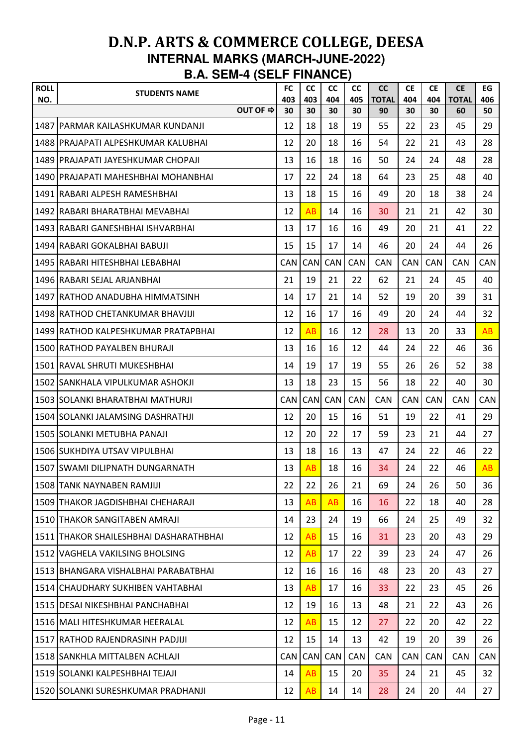# D.N.P. ARTS & COMMERCE COLLEGE, DEESA

## INTERNAL MARKS (MARCH-JUNE-2022)

## B.A. SEM-4 (SELF FINANCE)

| ROLL NO. | STUDENTS NAME | FC 403 | CC 403 | CC 404 | CC 405 | CC TOTAL | CE 404 | CE 404 | CE TOTAL | EG 406 |
|---|---|---|---|---|---|---|---|---|---|---|
| | OUT OF ⇨ | 30 | 30 | 30 | 30 | 90 | 30 | 30 | 60 | 50 |
| 1487 | PARMAR KAILASHKUMAR KUNDANJI | 12 | 18 | 18 | 19 | 55 | 22 | 23 | 45 | 29 |
| 1488 | PRAJAPATI ALPESHKUMAR KALUBHAI | 12 | 20 | 18 | 16 | 54 | 22 | 21 | 43 | 28 |
| 1489 | PRAJAPATI JAYESHKUMAR CHOPAJI | 13 | 16 | 18 | 16 | 50 | 24 | 24 | 48 | 28 |
| 1490 | PRAJAPATI MAHESHBHAI MOHANBHAI | 17 | 22 | 24 | 18 | 64 | 23 | 25 | 48 | 40 |
| 1491 | RABARI ALPESH RAMESHBHAI | 13 | 18 | 15 | 16 | 49 | 20 | 18 | 38 | 24 |
| 1492 | RABARI BHARATBHAI MEVABHAI | 12 | AB | 14 | 16 | 30 | 21 | 21 | 42 | 30 |
| 1493 | RABARI GANESHBHAI ISHVARBHAI | 13 | 17 | 16 | 16 | 49 | 20 | 21 | 41 | 22 |
| 1494 | RABARI GOKALBHAI BABUJI | 15 | 15 | 17 | 14 | 46 | 20 | 24 | 44 | 26 |
| 1495 | RABARI HITESHBHAI LEBABHAI | CAN | CAN | CAN | CAN | CAN | CAN | CAN | CAN | CAN |
| 1496 | RABARI SEJAL ARJANBHAI | 21 | 19 | 21 | 22 | 62 | 21 | 24 | 45 | 40 |
| 1497 | RATHOD ANADUBHA HIMMATSINH | 14 | 17 | 21 | 14 | 52 | 19 | 20 | 39 | 31 |
| 1498 | RATHOD CHETANKUMAR BHAVJIJI | 12 | 16 | 17 | 16 | 49 | 20 | 24 | 44 | 32 |
| 1499 | RATHOD KALPESHKUMAR PRATAPBHAI | 12 | AB | 16 | 12 | 28 | 13 | 20 | 33 | AB |
| 1500 | RATHOD PAYALBEN BHURAJI | 13 | 16 | 16 | 12 | 44 | 24 | 22 | 46 | 36 |
| 1501 | RAVAL SHRUTI MUKESHBHAI | 14 | 19 | 17 | 19 | 55 | 26 | 26 | 52 | 38 |
| 1502 | SANKHALA VIPULKUMAR ASHOKJI | 13 | 18 | 23 | 15 | 56 | 18 | 22 | 40 | 30 |
| 1503 | SOLANKI BHARATBHAI MATHURJI | CAN | CAN | CAN | CAN | CAN | CAN | CAN | CAN | CAN |
| 1504 | SOLANKI JALAMSING DASHRATHJI | 12 | 20 | 15 | 16 | 51 | 19 | 22 | 41 | 29 |
| 1505 | SOLANKI METUBHA PANAJI | 12 | 20 | 22 | 17 | 59 | 23 | 21 | 44 | 27 |
| 1506 | SUKHDIYA UTSAV VIPULBHAI | 13 | 18 | 16 | 13 | 47 | 24 | 22 | 46 | 22 |
| 1507 | SWAMI DILIPNATH DUNGARNATH | 13 | AB | 18 | 16 | 34 | 24 | 22 | 46 | AB |
| 1508 | TANK NAYNABEN RAMJIJI | 22 | 22 | 26 | 21 | 69 | 24 | 26 | 50 | 36 |
| 1509 | THAKOR JAGDISHBHAI CHEHARAJI | 13 | AB | AB | 16 | 16 | 22 | 18 | 40 | 28 |
| 1510 | THAKOR SANGITABEN AMRAJI | 14 | 23 | 24 | 19 | 66 | 24 | 25 | 49 | 32 |
| 1511 | THAKOR SHAILESHBHAI DASHARATHBHAI | 12 | AB | 15 | 16 | 31 | 23 | 20 | 43 | 29 |
| 1512 | VAGHELA VAKILSING BHOLSING | 12 | AB | 17 | 22 | 39 | 23 | 24 | 47 | 26 |
| 1513 | BHANGARA VISHALBHAI PARABATBHAI | 12 | 16 | 16 | 16 | 48 | 23 | 20 | 43 | 27 |
| 1514 | CHAUDHARY SUKHIBEN VAHTABHAI | 13 | AB | 17 | 16 | 33 | 22 | 23 | 45 | 26 |
| 1515 | DESAI NIKESHBHAI PANCHABHAI | 12 | 19 | 16 | 13 | 48 | 21 | 22 | 43 | 26 |
| 1516 | MALI HITESHKUMAR HEERALAL | 12 | AB | 15 | 12 | 27 | 22 | 20 | 42 | 22 |
| 1517 | RATHOD RAJENDRASINH PADJIJI | 12 | 15 | 14 | 13 | 42 | 19 | 20 | 39 | 26 |
| 1518 | SANKHLA MITTALBEN ACHLAJI | CAN | CAN | CAN | CAN | CAN | CAN | CAN | CAN | CAN |
| 1519 | SOLANKI KALPESHBHAI TEJAJI | 14 | AB | 15 | 20 | 35 | 24 | 21 | 45 | 32 |
| 1520 | SOLANKI SURESHKUMAR PRADHANJI | 12 | AB | 14 | 14 | 28 | 24 | 20 | 44 | 27 |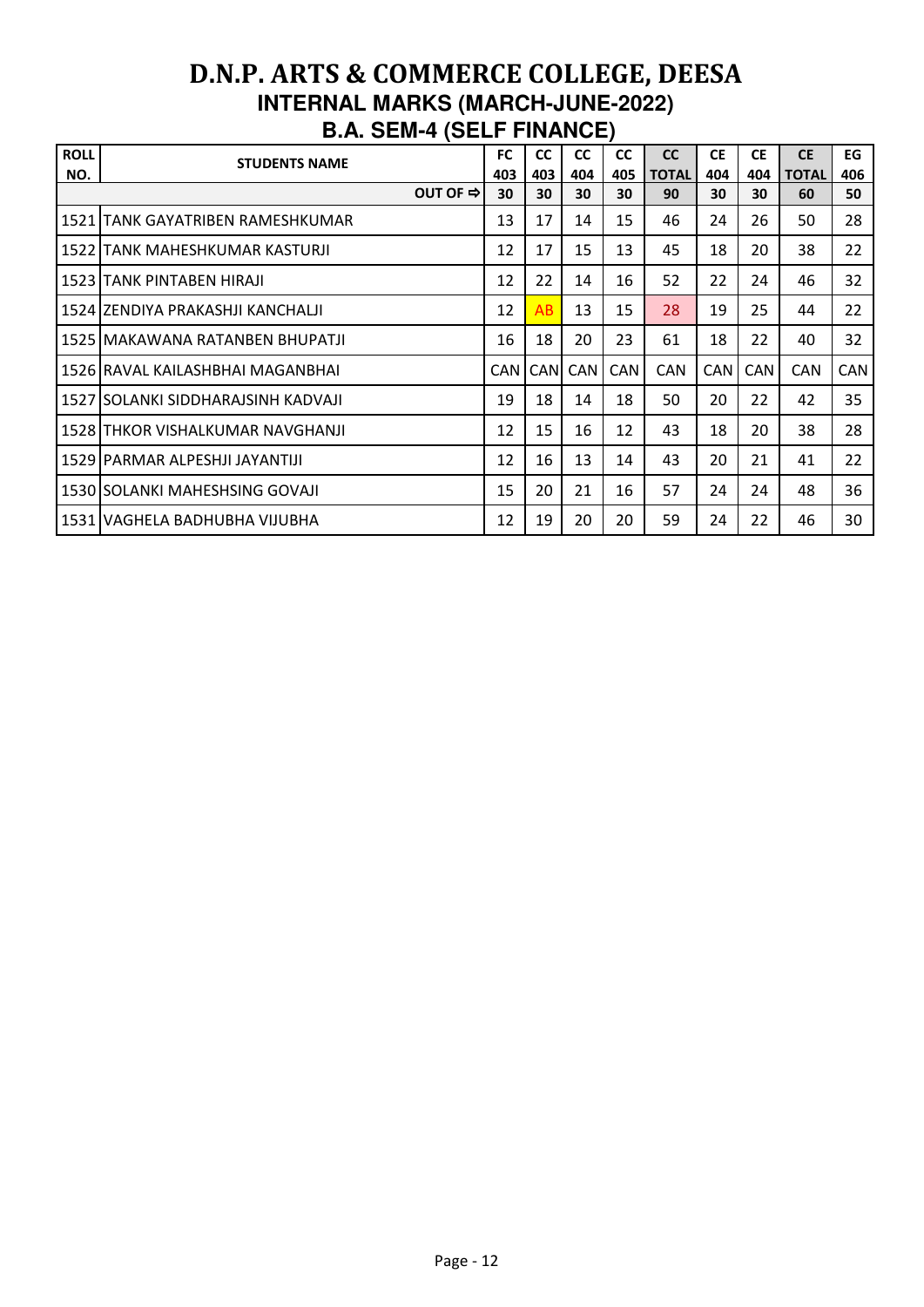# D.N.P. ARTS & COMMERCE COLLEGE, DEESA

## INTERNAL MARKS (MARCH-JUNE-2022)

## B.A. SEM-4 (SELF FINANCE)

| ROLL NO. | STUDENTS NAME | FC 403 | CC 403 | CC 404 | CC 405 | CC TOTAL | CE 404 | CE 404 | CE TOTAL | EG 406 |
|---|---|---|---|---|---|---|---|---|---|---|
| | OUT OF ⇨ | 30 | 30 | 30 | 30 | 90 | 30 | 30 | 60 | 50 |
| 1521 | TANK GAYATRIBEN RAMESHKUMAR | 13 | 17 | 14 | 15 | 46 | 24 | 26 | 50 | 28 |
| 1522 | TANK MAHESHKUMAR KASTURJI | 12 | 17 | 15 | 13 | 45 | 18 | 20 | 38 | 22 |
| 1523 | TANK PINTABEN HIRAJI | 12 | 22 | 14 | 16 | 52 | 22 | 24 | 46 | 32 |
| 1524 | ZENDIYA PRAKASHJI KANCHALJI | 12 | AB | 13 | 15 | 28 | 19 | 25 | 44 | 22 |
| 1525 | MAKAWANA RATANBEN BHUPATJI | 16 | 18 | 20 | 23 | 61 | 18 | 22 | 40 | 32 |
| 1526 | RAVAL KAILASHBHAI MAGANBHAI | CAN | CAN | CAN | CAN | CAN | CAN | CAN | CAN | CAN |
| 1527 | SOLANKI SIDDHARAJSINH KADVAJI | 19 | 18 | 14 | 18 | 50 | 20 | 22 | 42 | 35 |
| 1528 | THKOR VISHALKUMAR NAVGHANJI | 12 | 15 | 16 | 12 | 43 | 18 | 20 | 38 | 28 |
| 1529 | PARMAR ALPESHJI JAYANTIJI | 12 | 16 | 13 | 14 | 43 | 20 | 21 | 41 | 22 |
| 1530 | SOLANKI MAHESHSING GOVAJI | 15 | 20 | 21 | 16 | 57 | 24 | 24 | 48 | 36 |
| 1531 | VAGHELA BADHUBHA VIJUBHA | 12 | 19 | 20 | 20 | 59 | 24 | 22 | 46 | 30 |